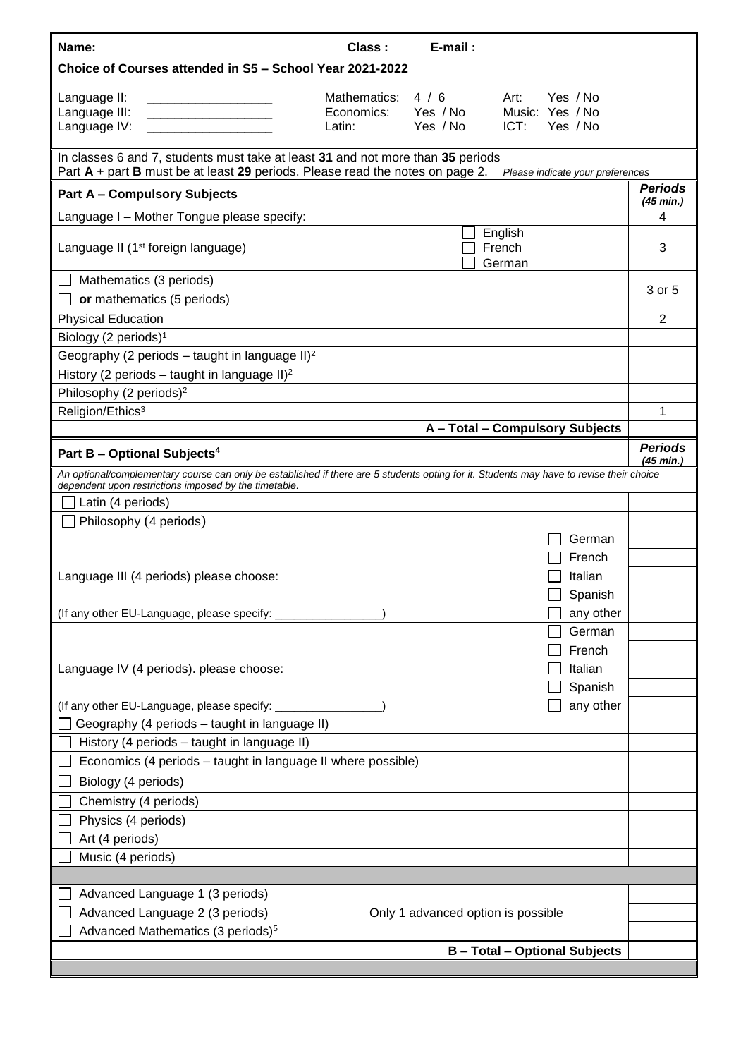**Name:** **Class :** **E-mail :**

**Choice of Courses attended in S5 – School Year 2021-2022**

| | | | | | |
|---|---|---|---|---|---|
| Language II: ___________________ | Mathematics: | 4 / 6 | Art: | Yes / No | |
| Language III: ___________________ | Economics: | Yes / No | Music: | Yes / No | |
| Language IV: ___________________ | Latin: | Yes / No | ICT: | Yes / No | |

In classes 6 and 7, students must take at least **31** and not more than **35** periods
Part **A** + part **B** must be at least **29** periods. Please read the notes on page 2. *Please indicate-your preferences*

| **Part A – Compulsory Subjects** | | ***Periods (45 min.)*** |
|---|---|---|
| Language I – Mother Tongue please specify: | | 4 |
| Language II (1st foreign language) | ☐ English<br>☐ French<br>☐ German | 3 |
| ☐ Mathematics (3 periods)<br>☐ **or** mathematics (5 periods) | | 3 or 5 |
| Physical Education | | 2 |
| Biology (2 periods)[1] | | |
| Geography (2 periods – taught in language II)[2] | | |
| History (2 periods – taught in language II)[2] | | |
| Philosophy (2 periods)[2] | | |
| Religion/Ethics[3] | | 1 |
| | **A – Total – Compulsory Subjects** | |

| **Part B – Optional Subjects[4]** | | ***Periods (45 min.)*** |
|---|---|---|
| *An optional/complementary course can only be established if there are 5 students opting for it. Students may have to revise their choice dependent upon restrictions imposed by the timetable.* | | |
| ☐ Latin (4 periods) | | |
| ☐ Philosophy (4 periods) | | |
| Language III (4 periods) please choose: | ☐ German | |
| | ☐ French | |
| | ☐ Italian | |
| | ☐ Spanish | |
| (If any other EU-Language, please specify: ________________) | ☐ any other | |
| Language IV (4 periods). please choose: | ☐ German | |
| | ☐ French | |
| | ☐ Italian | |
| | ☐ Spanish | |
| (If any other EU-Language, please specify: ________________) | ☐ any other | |
| ☐ Geography (4 periods – taught in language II) | | |
| ☐ History (4 periods – taught in language II) | | |
| ☐ Economics (4 periods – taught in language II where possible) | | |
| ☐ Biology (4 periods) | | |
| ☐ Chemistry (4 periods) | | |
| ☐ Physics (4 periods) | | |
| ☐ Art (4 periods) | | |
| ☐ Music (4 periods) | | |
| | | |
| ☐ Advanced Language 1 (3 periods) | | |
| ☐ Advanced Language 2 (3 periods) | Only 1 advanced option is possible | |
| ☐ Advanced Mathematics (3 periods)[5] | | |
| | **B – Total – Optional Subjects** | |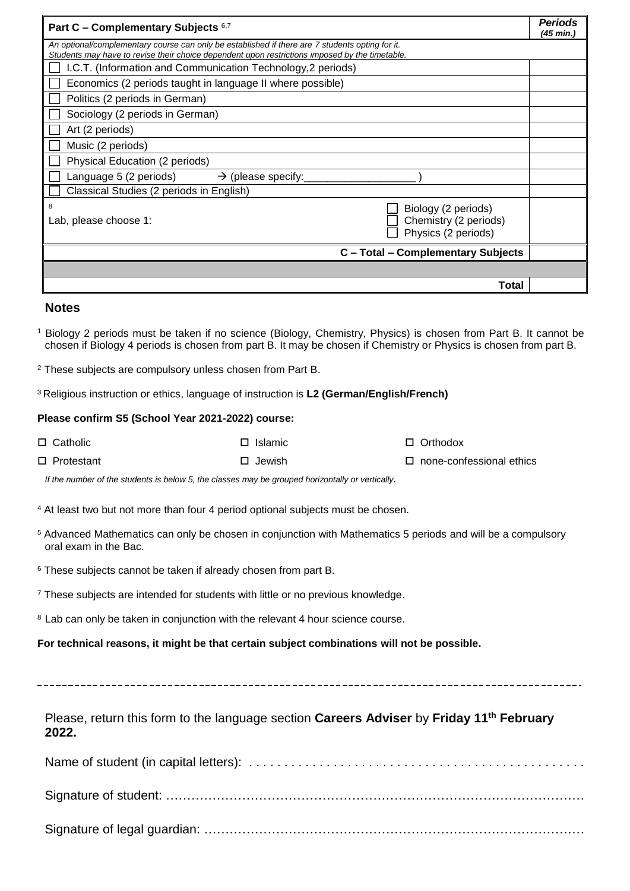| Part C – Complementary Subjects [6,7] | *Periods (45 min.)* |
| --- | --- |
| *An optional/complementary course can only be established if there are 7 students opting for it. Students may have to revise their choice dependent upon restrictions imposed by the timetable.* | |
| ☐ I.C.T. (Information and Communication Technology,2 periods) | |
| ☐ Economics (2 periods taught in language II where possible) | |
| ☐ Politics (2 periods in German) | |
| ☐ Sociology (2 periods in German) | |
| ☐ Art (2 periods) | |
| ☐ Music (2 periods) | |
| ☐ Physical Education (2 periods) | |
| ☐ Language 5 (2 periods) → (please specify:__________________ ) | |
| ☐ Classical Studies (2 periods in English) | |
| [8] Lab, please choose 1: ☐ Biology (2 periods) ☐ Chemistry (2 periods) ☐ Physics (2 periods) | |
| **C – Total – Complementary Subjects** | |
| | |
| **Total** | |

## Notes

[1] Biology 2 periods must be taken if no science (Biology, Chemistry, Physics) is chosen from Part B. It cannot be chosen if Biology 4 periods is chosen from part B. It may be chosen if Chemistry or Physics is chosen from part B.

[2] These subjects are compulsory unless chosen from Part B.

[3] Religious instruction or ethics, language of instruction is **L2 (German/English/French)**

**Please confirm S5 (School Year 2021-2022) course:**

| | | |
| --- | --- | --- |
| ☐ Catholic | ☐ Islamic | ☐ Orthodox |
| ☐ Protestant | ☐ Jewish | ☐ none-confessional ethics |

*If the number of the students is below 5, the classes may be grouped horizontally or vertically.*

[4] At least two but not more than four 4 period optional subjects must be chosen.

[5] Advanced Mathematics can only be chosen in conjunction with Mathematics 5 periods and will be a compulsory oral exam in the Bac.

[6] These subjects cannot be taken if already chosen from part B.

[7] These subjects are intended for students with little or no previous knowledge.

[8] Lab can only be taken in conjunction with the relevant 4 hour science course.

**For technical reasons, it might be that certain subject combinations will not be possible.**

---

Please, return this form to the language section **Careers Adviser** by **Friday 11th February 2022.**

Name of student (in capital letters): . . . . . . . . . . . . . . . . . . . . . . . . . . . . . . . . . . . . . . . . . . . . . . .

Signature of student: ……………………………………………………………………………………

Signature of legal guardian: ……………………………………………………………………………